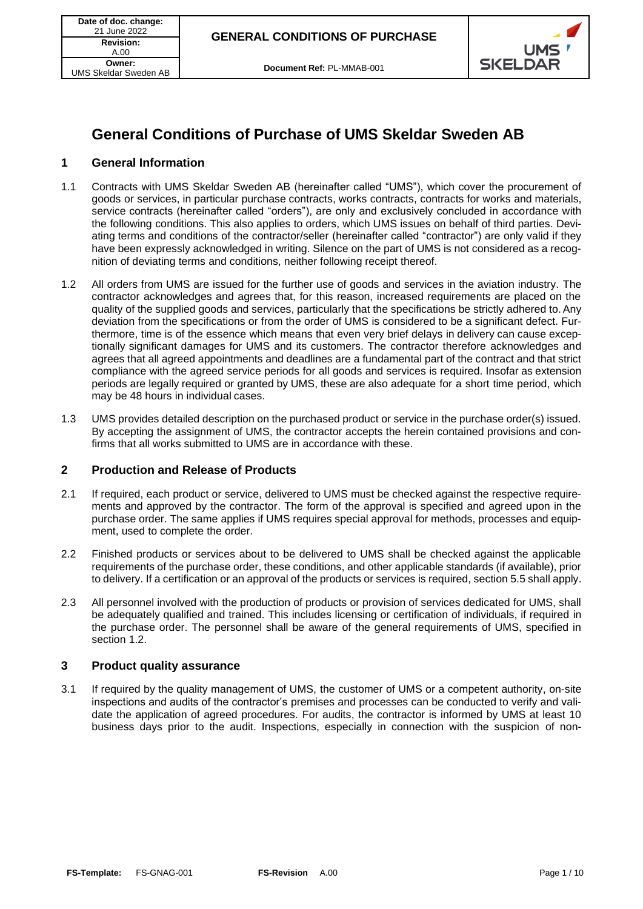# General Conditions of Purchase of UMS Skeldar Sweden AB

## 1 General Information

1.1 Contracts with UMS Skeldar Sweden AB (hereinafter called "UMS"), which cover the procurement of goods or services, in particular purchase contracts, works contracts, contracts for works and materials, service contracts (hereinafter called "orders"), are only and exclusively concluded in accordance with the following conditions. This also applies to orders, which UMS issues on behalf of third parties. Deviating terms and conditions of the contractor/seller (hereinafter called "contractor") are only valid if they have been expressly acknowledged in writing. Silence on the part of UMS is not considered as a recognition of deviating terms and conditions, neither following receipt thereof.

1.2 All orders from UMS are issued for the further use of goods and services in the aviation industry. The contractor acknowledges and agrees that, for this reason, increased requirements are placed on the quality of the supplied goods and services, particularly that the specifications be strictly adhered to. Any deviation from the specifications or from the order of UMS is considered to be a significant defect. Furthermore, time is of the essence which means that even very brief delays in delivery can cause exceptionally significant damages for UMS and its customers. The contractor therefore acknowledges and agrees that all agreed appointments and deadlines are a fundamental part of the contract and that strict compliance with the agreed service periods for all goods and services is required. Insofar as extension periods are legally required or granted by UMS, these are also adequate for a short time period, which may be 48 hours in individual cases.

1.3 UMS provides detailed description on the purchased product or service in the purchase order(s) issued. By accepting the assignment of UMS, the contractor accepts the herein contained provisions and confirms that all works submitted to UMS are in accordance with these.

## 2 Production and Release of Products

2.1 If required, each product or service, delivered to UMS must be checked against the respective requirements and approved by the contractor. The form of the approval is specified and agreed upon in the purchase order. The same applies if UMS requires special approval for methods, processes and equipment, used to complete the order.

2.2 Finished products or services about to be delivered to UMS shall be checked against the applicable requirements of the purchase order, these conditions, and other applicable standards (if available), prior to delivery. If a certification or an approval of the products or services is required, section 5.5 shall apply.

2.3 All personnel involved with the production of products or provision of services dedicated for UMS, shall be adequately qualified and trained. This includes licensing or certification of individuals, if required in the purchase order. The personnel shall be aware of the general requirements of UMS, specified in section 1.2.

## 3 Product quality assurance

3.1 If required by the quality management of UMS, the customer of UMS or a competent authority, on-site inspections and audits of the contractor's premises and processes can be conducted to verify and validate the application of agreed procedures. For audits, the contractor is informed by UMS at least 10 business days prior to the audit. Inspections, especially in connection with the suspicion of non-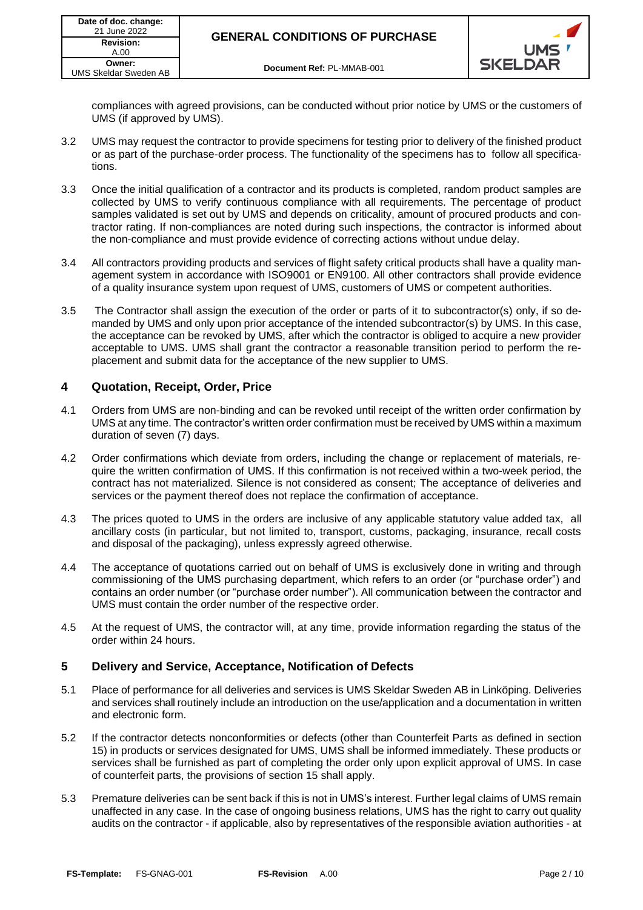compliances with agreed provisions, can be conducted without prior notice by UMS or the customers of UMS (if approved by UMS).

3.2 UMS may request the contractor to provide specimens for testing prior to delivery of the finished product or as part of the purchase-order process. The functionality of the specimens has to follow all specifications.

3.3 Once the initial qualification of a contractor and its products is completed, random product samples are collected by UMS to verify continuous compliance with all requirements. The percentage of product samples validated is set out by UMS and depends on criticality, amount of procured products and contractor rating. If non-compliances are noted during such inspections, the contractor is informed about the non-compliance and must provide evidence of correcting actions without undue delay.

3.4 All contractors providing products and services of flight safety critical products shall have a quality management system in accordance with ISO9001 or EN9100. All other contractors shall provide evidence of a quality insurance system upon request of UMS, customers of UMS or competent authorities.

3.5 The Contractor shall assign the execution of the order or parts of it to subcontractor(s) only, if so demanded by UMS and only upon prior acceptance of the intended subcontractor(s) by UMS. In this case, the acceptance can be revoked by UMS, after which the contractor is obliged to acquire a new provider acceptable to UMS. UMS shall grant the contractor a reasonable transition period to perform the replacement and submit data for the acceptance of the new supplier to UMS.

## 4 Quotation, Receipt, Order, Price

4.1 Orders from UMS are non-binding and can be revoked until receipt of the written order confirmation by UMS at any time. The contractor's written order confirmation must be received by UMS within a maximum duration of seven (7) days.

4.2 Order confirmations which deviate from orders, including the change or replacement of materials, require the written confirmation of UMS. If this confirmation is not received within a two-week period, the contract has not materialized. Silence is not considered as consent; The acceptance of deliveries and services or the payment thereof does not replace the confirmation of acceptance.

4.3 The prices quoted to UMS in the orders are inclusive of any applicable statutory value added tax, all ancillary costs (in particular, but not limited to, transport, customs, packaging, insurance, recall costs and disposal of the packaging), unless expressly agreed otherwise.

4.4 The acceptance of quotations carried out on behalf of UMS is exclusively done in writing and through commissioning of the UMS purchasing department, which refers to an order (or "purchase order") and contains an order number (or "purchase order number"). All communication between the contractor and UMS must contain the order number of the respective order.

4.5 At the request of UMS, the contractor will, at any time, provide information regarding the status of the order within 24 hours.

## 5 Delivery and Service, Acceptance, Notification of Defects

5.1 Place of performance for all deliveries and services is UMS Skeldar Sweden AB in Linköping. Deliveries and services shall routinely include an introduction on the use/application and a documentation in written and electronic form.

5.2 If the contractor detects nonconformities or defects (other than Counterfeit Parts as defined in section 15) in products or services designated for UMS, UMS shall be informed immediately. These products or services shall be furnished as part of completing the order only upon explicit approval of UMS. In case of counterfeit parts, the provisions of section 15 shall apply.

5.3 Premature deliveries can be sent back if this is not in UMS's interest. Further legal claims of UMS remain unaffected in any case. In the case of ongoing business relations, UMS has the right to carry out quality audits on the contractor - if applicable, also by representatives of the responsible aviation authorities - at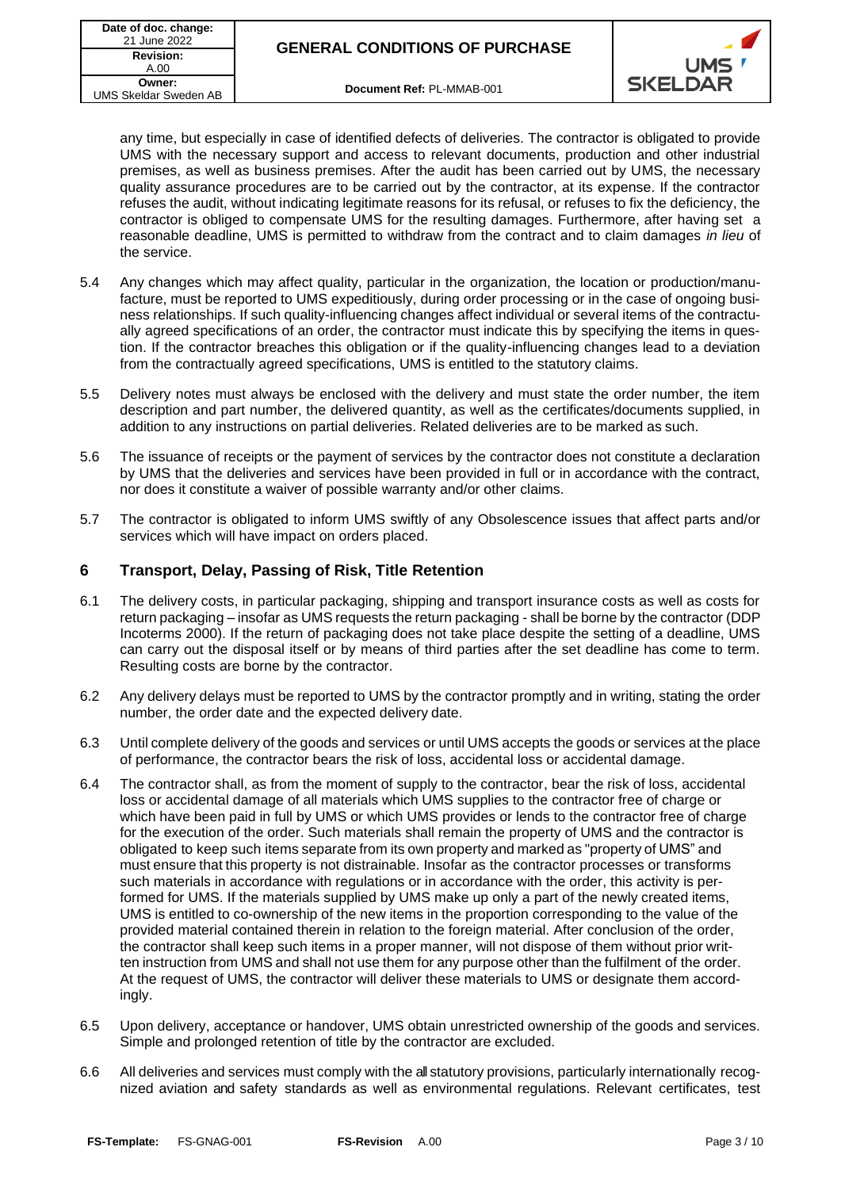any time, but especially in case of identified defects of deliveries. The contractor is obligated to provide UMS with the necessary support and access to relevant documents, production and other industrial premises, as well as business premises. After the audit has been carried out by UMS, the necessary quality assurance procedures are to be carried out by the contractor, at its expense. If the contractor refuses the audit, without indicating legitimate reasons for its refusal, or refuses to fix the deficiency, the contractor is obliged to compensate UMS for the resulting damages. Furthermore, after having set a reasonable deadline, UMS is permitted to withdraw from the contract and to claim damages *in lieu* of the service.

5.4 Any changes which may affect quality, particular in the organization, the location or production/manufacture, must be reported to UMS expeditiously, during order processing or in the case of ongoing business relationships. If such quality-influencing changes affect individual or several items of the contractually agreed specifications of an order, the contractor must indicate this by specifying the items in question. If the contractor breaches this obligation or if the quality-influencing changes lead to a deviation from the contractually agreed specifications, UMS is entitled to the statutory claims.

5.5 Delivery notes must always be enclosed with the delivery and must state the order number, the item description and part number, the delivered quantity, as well as the certificates/documents supplied, in addition to any instructions on partial deliveries. Related deliveries are to be marked as such.

5.6 The issuance of receipts or the payment of services by the contractor does not constitute a declaration by UMS that the deliveries and services have been provided in full or in accordance with the contract, nor does it constitute a waiver of possible warranty and/or other claims.

5.7 The contractor is obligated to inform UMS swiftly of any Obsolescence issues that affect parts and/or services which will have impact on orders placed.

## 6 Transport, Delay, Passing of Risk, Title Retention

6.1 The delivery costs, in particular packaging, shipping and transport insurance costs as well as costs for return packaging – insofar as UMS requests the return packaging - shall be borne by the contractor (DDP Incoterms 2000). If the return of packaging does not take place despite the setting of a deadline, UMS can carry out the disposal itself or by means of third parties after the set deadline has come to term. Resulting costs are borne by the contractor.

6.2 Any delivery delays must be reported to UMS by the contractor promptly and in writing, stating the order number, the order date and the expected delivery date.

6.3 Until complete delivery of the goods and services or until UMS accepts the goods or services at the place of performance, the contractor bears the risk of loss, accidental loss or accidental damage.

6.4 The contractor shall, as from the moment of supply to the contractor, bear the risk of loss, accidental loss or accidental damage of all materials which UMS supplies to the contractor free of charge or which have been paid in full by UMS or which UMS provides or lends to the contractor free of charge for the execution of the order. Such materials shall remain the property of UMS and the contractor is obligated to keep such items separate from its own property and marked as "property of UMS" and must ensure that this property is not distrainable. Insofar as the contractor processes or transforms such materials in accordance with regulations or in accordance with the order, this activity is performed for UMS. If the materials supplied by UMS make up only a part of the newly created items, UMS is entitled to co-ownership of the new items in the proportion corresponding to the value of the provided material contained therein in relation to the foreign material. After conclusion of the order, the contractor shall keep such items in a proper manner, will not dispose of them without prior written instruction from UMS and shall not use them for any purpose other than the fulfilment of the order. At the request of UMS, the contractor will deliver these materials to UMS or designate them accordingly.

6.5 Upon delivery, acceptance or handover, UMS obtain unrestricted ownership of the goods and services. Simple and prolonged retention of title by the contractor are excluded.

6.6 All deliveries and services must comply with the all statutory provisions, particularly internationally recognized aviation and safety standards as well as environmental regulations. Relevant certificates, test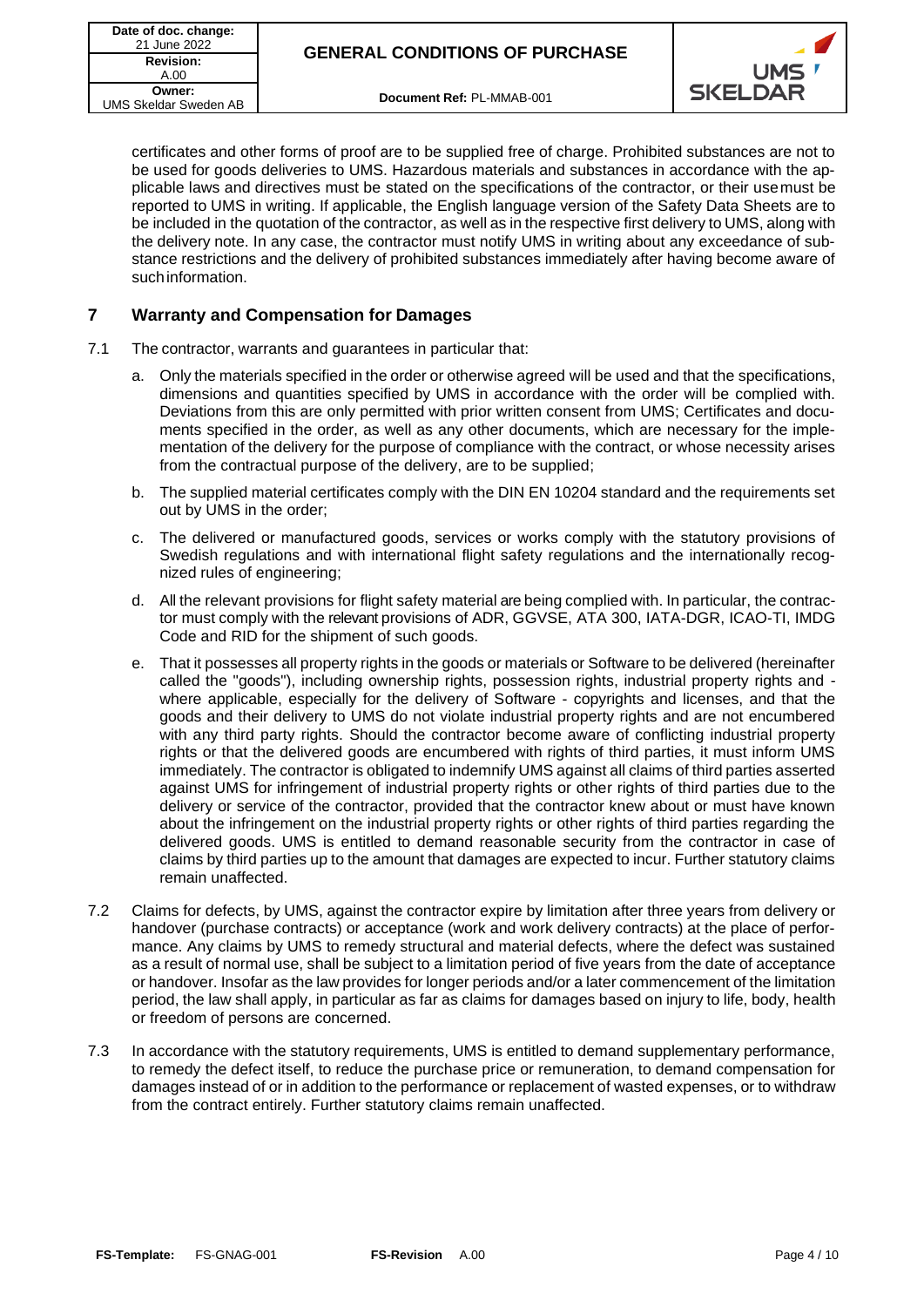certificates and other forms of proof are to be supplied free of charge. Prohibited substances are not to be used for goods deliveries to UMS. Hazardous materials and substances in accordance with the applicable laws and directives must be stated on the specifications of the contractor, or their use must be reported to UMS in writing. If applicable, the English language version of the Safety Data Sheets are to be included in the quotation of the contractor, as well as in the respective first delivery to UMS, along with the delivery note. In any case, the contractor must notify UMS in writing about any exceedance of substance restrictions and the delivery of prohibited substances immediately after having become aware of such information.

## 7 Warranty and Compensation for Damages

7.1 The contractor, warrants and guarantees in particular that:

a. Only the materials specified in the order or otherwise agreed will be used and that the specifications, dimensions and quantities specified by UMS in accordance with the order will be complied with. Deviations from this are only permitted with prior written consent from UMS; Certificates and documents specified in the order, as well as any other documents, which are necessary for the implementation of the delivery for the purpose of compliance with the contract, or whose necessity arises from the contractual purpose of the delivery, are to be supplied;

b. The supplied material certificates comply with the DIN EN 10204 standard and the requirements set out by UMS in the order;

c. The delivered or manufactured goods, services or works comply with the statutory provisions of Swedish regulations and with international flight safety regulations and the internationally recognized rules of engineering;

d. All the relevant provisions for flight safety material are being complied with. In particular, the contractor must comply with the relevant provisions of ADR, GGVSE, ATA 300, IATA-DGR, ICAO-TI, IMDG Code and RID for the shipment of such goods.

e. That it possesses all property rights in the goods or materials or Software to be delivered (hereinafter called the "goods"), including ownership rights, possession rights, industrial property rights and - where applicable, especially for the delivery of Software - copyrights and licenses, and that the goods and their delivery to UMS do not violate industrial property rights and are not encumbered with any third party rights. Should the contractor become aware of conflicting industrial property rights or that the delivered goods are encumbered with rights of third parties, it must inform UMS immediately. The contractor is obligated to indemnify UMS against all claims of third parties asserted against UMS for infringement of industrial property rights or other rights of third parties due to the delivery or service of the contractor, provided that the contractor knew about or must have known about the infringement on the industrial property rights or other rights of third parties regarding the delivered goods. UMS is entitled to demand reasonable security from the contractor in case of claims by third parties up to the amount that damages are expected to incur. Further statutory claims remain unaffected.

7.2 Claims for defects, by UMS, against the contractor expire by limitation after three years from delivery or handover (purchase contracts) or acceptance (work and work delivery contracts) at the place of performance. Any claims by UMS to remedy structural and material defects, where the defect was sustained as a result of normal use, shall be subject to a limitation period of five years from the date of acceptance or handover. Insofar as the law provides for longer periods and/or a later commencement of the limitation period, the law shall apply, in particular as far as claims for damages based on injury to life, body, health or freedom of persons are concerned.

7.3 In accordance with the statutory requirements, UMS is entitled to demand supplementary performance, to remedy the defect itself, to reduce the purchase price or remuneration, to demand compensation for damages instead of or in addition to the performance or replacement of wasted expenses, or to withdraw from the contract entirely. Further statutory claims remain unaffected.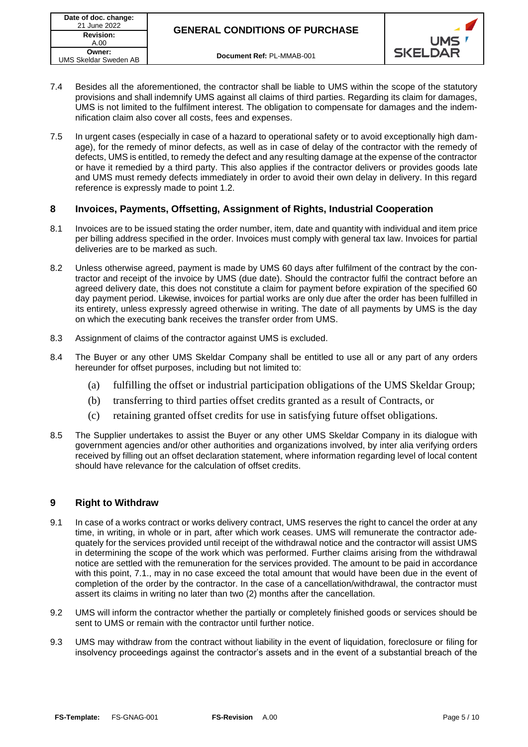7.4 Besides all the aforementioned, the contractor shall be liable to UMS within the scope of the statutory provisions and shall indemnify UMS against all claims of third parties. Regarding its claim for damages, UMS is not limited to the fulfilment interest. The obligation to compensate for damages and the indemnification claim also cover all costs, fees and expenses.

7.5 In urgent cases (especially in case of a hazard to operational safety or to avoid exceptionally high damage), for the remedy of minor defects, as well as in case of delay of the contractor with the remedy of defects, UMS is entitled, to remedy the defect and any resulting damage at the expense of the contractor or have it remedied by a third party. This also applies if the contractor delivers or provides goods late and UMS must remedy defects immediately in order to avoid their own delay in delivery. In this regard reference is expressly made to point 1.2.

## 8 Invoices, Payments, Offsetting, Assignment of Rights, Industrial Cooperation

8.1 Invoices are to be issued stating the order number, item, date and quantity with individual and item price per billing address specified in the order. Invoices must comply with general tax law. Invoices for partial deliveries are to be marked as such.

8.2 Unless otherwise agreed, payment is made by UMS 60 days after fulfilment of the contract by the contractor and receipt of the invoice by UMS (due date). Should the contractor fulfil the contract before an agreed delivery date, this does not constitute a claim for payment before expiration of the specified 60 day payment period. Likewise, invoices for partial works are only due after the order has been fulfilled in its entirety, unless expressly agreed otherwise in writing. The date of all payments by UMS is the day on which the executing bank receives the transfer order from UMS.

8.3 Assignment of claims of the contractor against UMS is excluded.

8.4 The Buyer or any other UMS Skeldar Company shall be entitled to use all or any part of any orders hereunder for offset purposes, including but not limited to:

(a) fulfilling the offset or industrial participation obligations of the UMS Skeldar Group;

(b) transferring to third parties offset credits granted as a result of Contracts, or

(c) retaining granted offset credits for use in satisfying future offset obligations.

8.5 The Supplier undertakes to assist the Buyer or any other UMS Skeldar Company in its dialogue with government agencies and/or other authorities and organizations involved, by inter alia verifying orders received by filling out an offset declaration statement, where information regarding level of local content should have relevance for the calculation of offset credits.

## 9 Right to Withdraw

9.1 In case of a works contract or works delivery contract, UMS reserves the right to cancel the order at any time, in writing, in whole or in part, after which work ceases. UMS will remunerate the contractor adequately for the services provided until receipt of the withdrawal notice and the contractor will assist UMS in determining the scope of the work which was performed. Further claims arising from the withdrawal notice are settled with the remuneration for the services provided. The amount to be paid in accordance with this point, 7.1., may in no case exceed the total amount that would have been due in the event of completion of the order by the contractor. In the case of a cancellation/withdrawal, the contractor must assert its claims in writing no later than two (2) months after the cancellation.

9.2 UMS will inform the contractor whether the partially or completely finished goods or services should be sent to UMS or remain with the contractor until further notice.

9.3 UMS may withdraw from the contract without liability in the event of liquidation, foreclosure or filing for insolvency proceedings against the contractor's assets and in the event of a substantial breach of the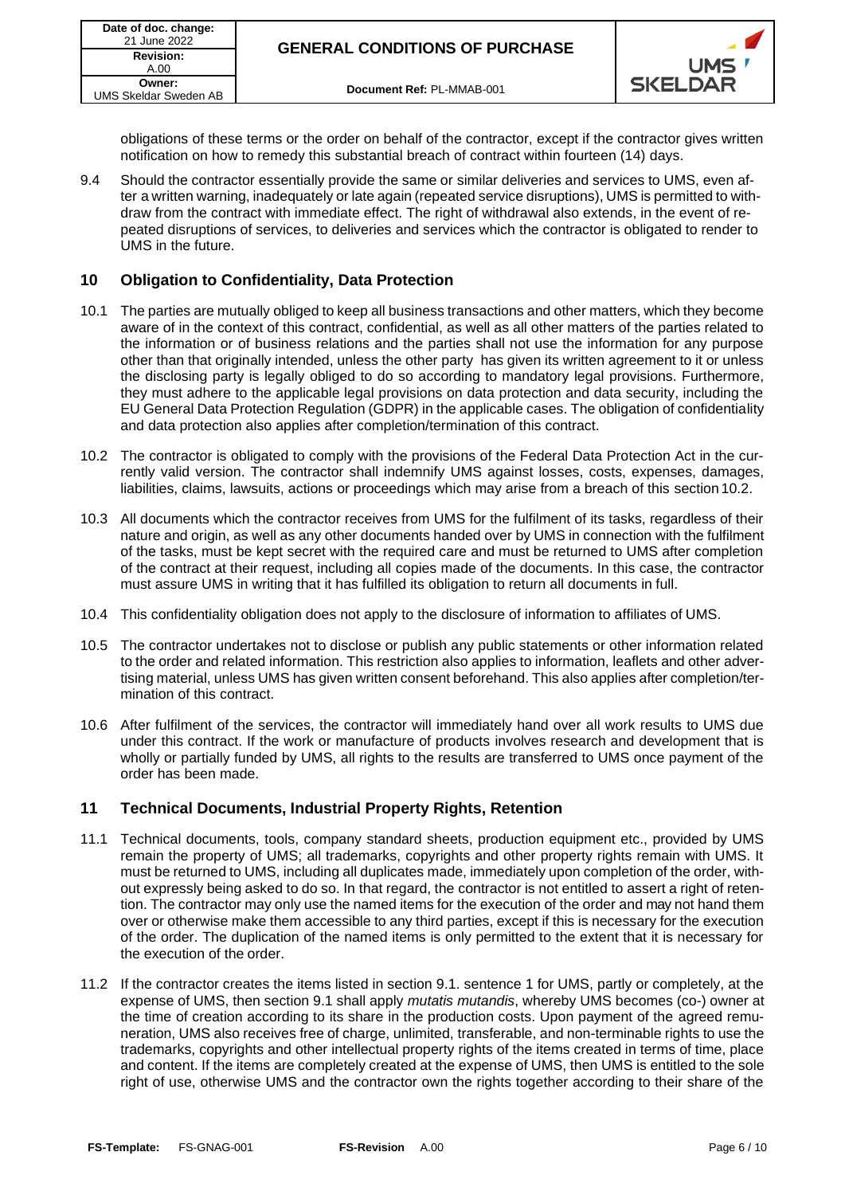obligations of these terms or the order on behalf of the contractor, except if the contractor gives written notification on how to remedy this substantial breach of contract within fourteen (14) days.

9.4 Should the contractor essentially provide the same or similar deliveries and services to UMS, even after a written warning, inadequately or late again (repeated service disruptions), UMS is permitted to withdraw from the contract with immediate effect. The right of withdrawal also extends, in the event of repeated disruptions of services, to deliveries and services which the contractor is obligated to render to UMS in the future.

## 10 Obligation to Confidentiality, Data Protection

10.1 The parties are mutually obliged to keep all business transactions and other matters, which they become aware of in the context of this contract, confidential, as well as all other matters of the parties related to the information or of business relations and the parties shall not use the information for any purpose other than that originally intended, unless the other party has given its written agreement to it or unless the disclosing party is legally obliged to do so according to mandatory legal provisions. Furthermore, they must adhere to the applicable legal provisions on data protection and data security, including the EU General Data Protection Regulation (GDPR) in the applicable cases. The obligation of confidentiality and data protection also applies after completion/termination of this contract.

10.2 The contractor is obligated to comply with the provisions of the Federal Data Protection Act in the currently valid version. The contractor shall indemnify UMS against losses, costs, expenses, damages, liabilities, claims, lawsuits, actions or proceedings which may arise from a breach of this section 10.2.

10.3 All documents which the contractor receives from UMS for the fulfilment of its tasks, regardless of their nature and origin, as well as any other documents handed over by UMS in connection with the fulfilment of the tasks, must be kept secret with the required care and must be returned to UMS after completion of the contract at their request, including all copies made of the documents. In this case, the contractor must assure UMS in writing that it has fulfilled its obligation to return all documents in full.

10.4 This confidentiality obligation does not apply to the disclosure of information to affiliates of UMS.

10.5 The contractor undertakes not to disclose or publish any public statements or other information related to the order and related information. This restriction also applies to information, leaflets and other advertising material, unless UMS has given written consent beforehand. This also applies after completion/termination of this contract.

10.6 After fulfilment of the services, the contractor will immediately hand over all work results to UMS due under this contract. If the work or manufacture of products involves research and development that is wholly or partially funded by UMS, all rights to the results are transferred to UMS once payment of the order has been made.

## 11 Technical Documents, Industrial Property Rights, Retention

11.1 Technical documents, tools, company standard sheets, production equipment etc., provided by UMS remain the property of UMS; all trademarks, copyrights and other property rights remain with UMS. It must be returned to UMS, including all duplicates made, immediately upon completion of the order, without expressly being asked to do so. In that regard, the contractor is not entitled to assert a right of retention. The contractor may only use the named items for the execution of the order and may not hand them over or otherwise make them accessible to any third parties, except if this is necessary for the execution of the order. The duplication of the named items is only permitted to the extent that it is necessary for the execution of the order.

11.2 If the contractor creates the items listed in section 9.1. sentence 1 for UMS, partly or completely, at the expense of UMS, then section 9.1 shall apply *mutatis mutandis*, whereby UMS becomes (co-) owner at the time of creation according to its share in the production costs. Upon payment of the agreed remuneration, UMS also receives free of charge, unlimited, transferable, and non-terminable rights to use the trademarks, copyrights and other intellectual property rights of the items created in terms of time, place and content. If the items are completely created at the expense of UMS, then UMS is entitled to the sole right of use, otherwise UMS and the contractor own the rights together according to their share of the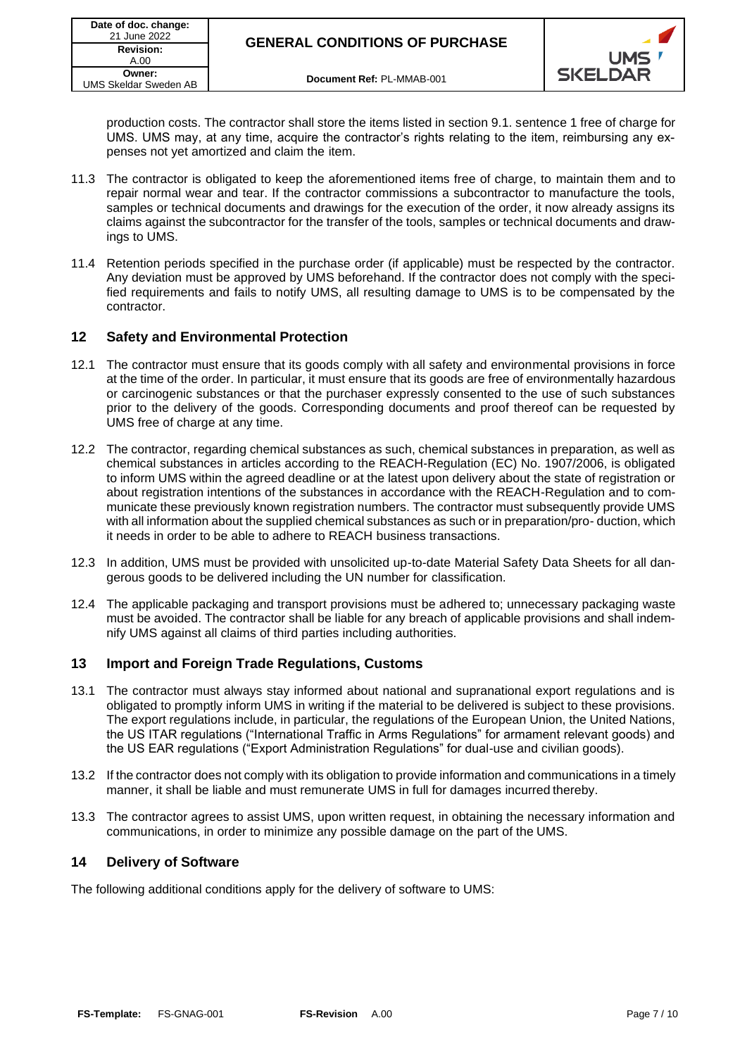production costs. The contractor shall store the items listed in section 9.1. sentence 1 free of charge for UMS. UMS may, at any time, acquire the contractor's rights relating to the item, reimbursing any expenses not yet amortized and claim the item.

11.3 The contractor is obligated to keep the aforementioned items free of charge, to maintain them and to repair normal wear and tear. If the contractor commissions a subcontractor to manufacture the tools, samples or technical documents and drawings for the execution of the order, it now already assigns its claims against the subcontractor for the transfer of the tools, samples or technical documents and drawings to UMS.

11.4 Retention periods specified in the purchase order (if applicable) must be respected by the contractor. Any deviation must be approved by UMS beforehand. If the contractor does not comply with the specified requirements and fails to notify UMS, all resulting damage to UMS is to be compensated by the contractor.

## 12 Safety and Environmental Protection

12.1 The contractor must ensure that its goods comply with all safety and environmental provisions in force at the time of the order. In particular, it must ensure that its goods are free of environmentally hazardous or carcinogenic substances or that the purchaser expressly consented to the use of such substances prior to the delivery of the goods. Corresponding documents and proof thereof can be requested by UMS free of charge at any time.

12.2 The contractor, regarding chemical substances as such, chemical substances in preparation, as well as chemical substances in articles according to the REACH-Regulation (EC) No. 1907/2006, is obligated to inform UMS within the agreed deadline or at the latest upon delivery about the state of registration or about registration intentions of the substances in accordance with the REACH-Regulation and to communicate these previously known registration numbers. The contractor must subsequently provide UMS with all information about the supplied chemical substances as such or in preparation/pro- duction, which it needs in order to be able to adhere to REACH business transactions.

12.3 In addition, UMS must be provided with unsolicited up-to-date Material Safety Data Sheets for all dangerous goods to be delivered including the UN number for classification.

12.4 The applicable packaging and transport provisions must be adhered to; unnecessary packaging waste must be avoided. The contractor shall be liable for any breach of applicable provisions and shall indemnify UMS against all claims of third parties including authorities.

## 13 Import and Foreign Trade Regulations, Customs

13.1 The contractor must always stay informed about national and supranational export regulations and is obligated to promptly inform UMS in writing if the material to be delivered is subject to these provisions. The export regulations include, in particular, the regulations of the European Union, the United Nations, the US ITAR regulations ("International Traffic in Arms Regulations" for armament relevant goods) and the US EAR regulations ("Export Administration Regulations" for dual-use and civilian goods).

13.2 If the contractor does not comply with its obligation to provide information and communications in a timely manner, it shall be liable and must remunerate UMS in full for damages incurred thereby.

13.3 The contractor agrees to assist UMS, upon written request, in obtaining the necessary information and communications, in order to minimize any possible damage on the part of the UMS.

## 14 Delivery of Software

The following additional conditions apply for the delivery of software to UMS: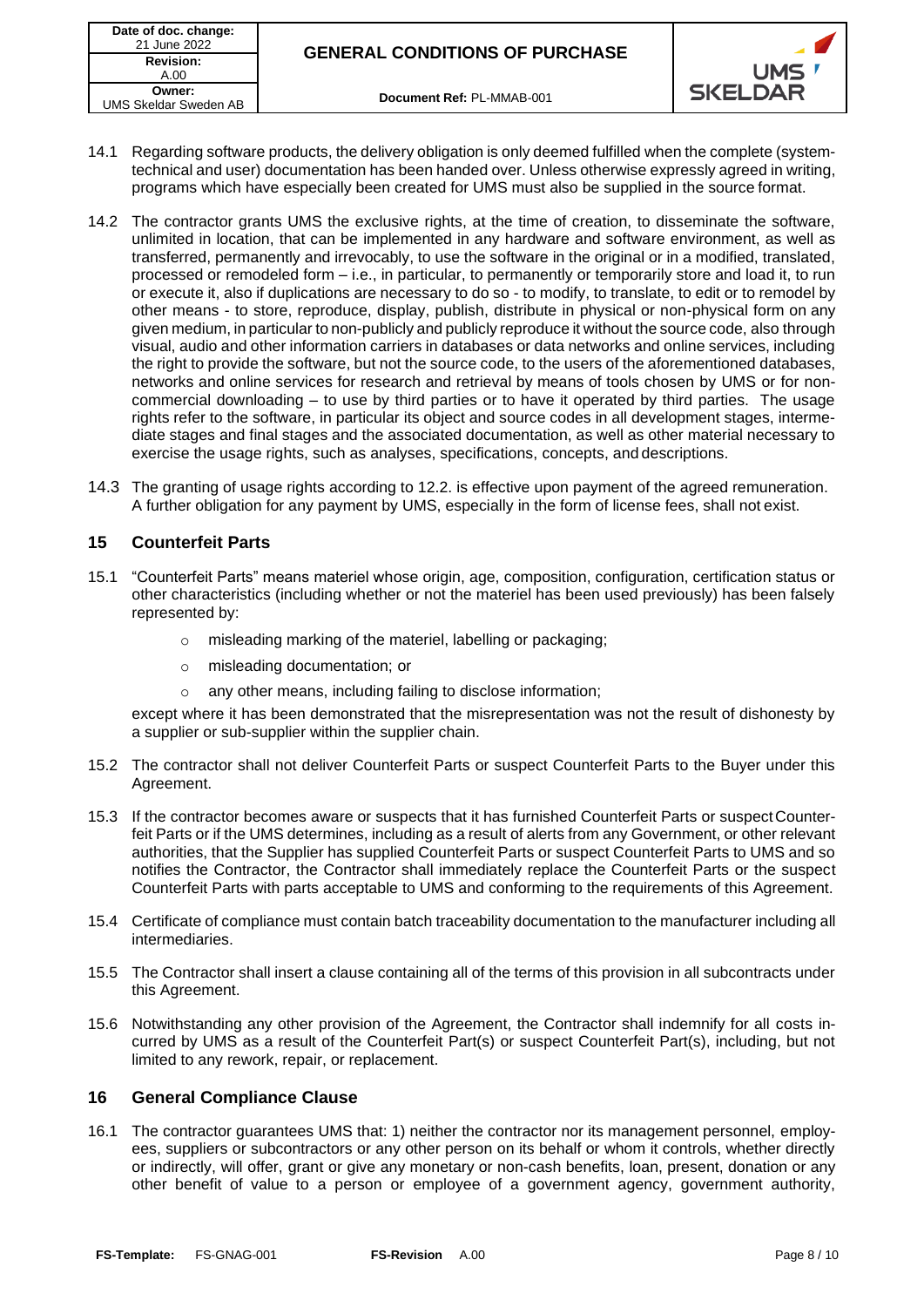14.1 Regarding software products, the delivery obligation is only deemed fulfilled when the complete (system-technical and user) documentation has been handed over. Unless otherwise expressly agreed in writing, programs which have especially been created for UMS must also be supplied in the source format.

14.2 The contractor grants UMS the exclusive rights, at the time of creation, to disseminate the software, unlimited in location, that can be implemented in any hardware and software environment, as well as transferred, permanently and irrevocably, to use the software in the original or in a modified, translated, processed or remodeled form – i.e., in particular, to permanently or temporarily store and load it, to run or execute it, also if duplications are necessary to do so - to modify, to translate, to edit or to remodel by other means - to store, reproduce, display, publish, distribute in physical or non-physical form on any given medium, in particular to non-publicly and publicly reproduce it without the source code, also through visual, audio and other information carriers in databases or data networks and online services, including the right to provide the software, but not the source code, to the users of the aforementioned databases, networks and online services for research and retrieval by means of tools chosen by UMS or for non-commercial downloading – to use by third parties or to have it operated by third parties. The usage rights refer to the software, in particular its object and source codes in all development stages, intermediate stages and final stages and the associated documentation, as well as other material necessary to exercise the usage rights, such as analyses, specifications, concepts, and descriptions.

14.3 The granting of usage rights according to 12.2. is effective upon payment of the agreed remuneration. A further obligation for any payment by UMS, especially in the form of license fees, shall not exist.

## 15 Counterfeit Parts

15.1 "Counterfeit Parts" means materiel whose origin, age, composition, configuration, certification status or other characteristics (including whether or not the materiel has been used previously) has been falsely represented by:

- misleading marking of the materiel, labelling or packaging;
- misleading documentation; or
- any other means, including failing to disclose information;

except where it has been demonstrated that the misrepresentation was not the result of dishonesty by a supplier or sub-supplier within the supplier chain.

15.2 The contractor shall not deliver Counterfeit Parts or suspect Counterfeit Parts to the Buyer under this Agreement.

15.3 If the contractor becomes aware or suspects that it has furnished Counterfeit Parts or suspect Counterfeit Parts or if the UMS determines, including as a result of alerts from any Government, or other relevant authorities, that the Supplier has supplied Counterfeit Parts or suspect Counterfeit Parts to UMS and so notifies the Contractor, the Contractor shall immediately replace the Counterfeit Parts or the suspect Counterfeit Parts with parts acceptable to UMS and conforming to the requirements of this Agreement.

15.4 Certificate of compliance must contain batch traceability documentation to the manufacturer including all intermediaries.

15.5 The Contractor shall insert a clause containing all of the terms of this provision in all subcontracts under this Agreement.

15.6 Notwithstanding any other provision of the Agreement, the Contractor shall indemnify for all costs incurred by UMS as a result of the Counterfeit Part(s) or suspect Counterfeit Part(s), including, but not limited to any rework, repair, or replacement.

## 16 General Compliance Clause

16.1 The contractor guarantees UMS that: 1) neither the contractor nor its management personnel, employees, suppliers or subcontractors or any other person on its behalf or whom it controls, whether directly or indirectly, will offer, grant or give any monetary or non-cash benefits, loan, present, donation or any other benefit of value to a person or employee of a government agency, government authority,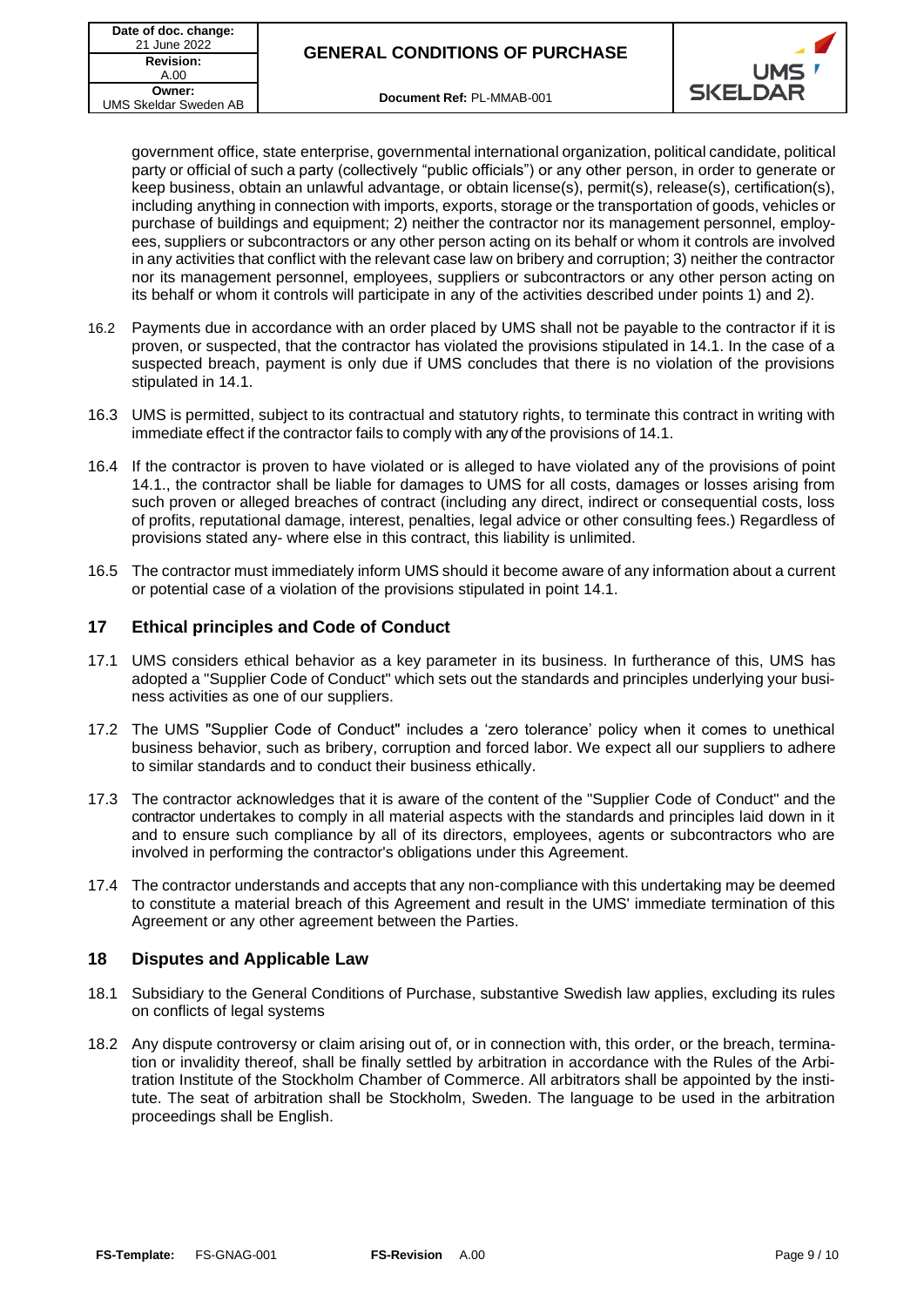government office, state enterprise, governmental international organization, political candidate, political party or official of such a party (collectively "public officials") or any other person, in order to generate or keep business, obtain an unlawful advantage, or obtain license(s), permit(s), release(s), certification(s), including anything in connection with imports, exports, storage or the transportation of goods, vehicles or purchase of buildings and equipment; 2) neither the contractor nor its management personnel, employees, suppliers or subcontractors or any other person acting on its behalf or whom it controls are involved in any activities that conflict with the relevant case law on bribery and corruption; 3) neither the contractor nor its management personnel, employees, suppliers or subcontractors or any other person acting on its behalf or whom it controls will participate in any of the activities described under points 1) and 2).

16.2 Payments due in accordance with an order placed by UMS shall not be payable to the contractor if it is proven, or suspected, that the contractor has violated the provisions stipulated in 14.1. In the case of a suspected breach, payment is only due if UMS concludes that there is no violation of the provisions stipulated in 14.1.

16.3 UMS is permitted, subject to its contractual and statutory rights, to terminate this contract in writing with immediate effect if the contractor fails to comply with any of the provisions of 14.1.

16.4 If the contractor is proven to have violated or is alleged to have violated any of the provisions of point 14.1., the contractor shall be liable for damages to UMS for all costs, damages or losses arising from such proven or alleged breaches of contract (including any direct, indirect or consequential costs, loss of profits, reputational damage, interest, penalties, legal advice or other consulting fees.) Regardless of provisions stated any- where else in this contract, this liability is unlimited.

16.5 The contractor must immediately inform UMS should it become aware of any information about a current or potential case of a violation of the provisions stipulated in point 14.1.

## 17 Ethical principles and Code of Conduct

17.1 UMS considers ethical behavior as a key parameter in its business. In furtherance of this, UMS has adopted a "Supplier Code of Conduct" which sets out the standards and principles underlying your business activities as one of our suppliers.

17.2 The UMS "Supplier Code of Conduct" includes a 'zero tolerance' policy when it comes to unethical business behavior, such as bribery, corruption and forced labor. We expect all our suppliers to adhere to similar standards and to conduct their business ethically.

17.3 The contractor acknowledges that it is aware of the content of the "Supplier Code of Conduct" and the contractor undertakes to comply in all material aspects with the standards and principles laid down in it and to ensure such compliance by all of its directors, employees, agents or subcontractors who are involved in performing the contractor's obligations under this Agreement.

17.4 The contractor understands and accepts that any non-compliance with this undertaking may be deemed to constitute a material breach of this Agreement and result in the UMS' immediate termination of this Agreement or any other agreement between the Parties.

## 18 Disputes and Applicable Law

18.1 Subsidiary to the General Conditions of Purchase, substantive Swedish law applies, excluding its rules on conflicts of legal systems

18.2 Any dispute controversy or claim arising out of, or in connection with, this order, or the breach, termination or invalidity thereof, shall be finally settled by arbitration in accordance with the Rules of the Arbitration Institute of the Stockholm Chamber of Commerce. All arbitrators shall be appointed by the institute. The seat of arbitration shall be Stockholm, Sweden. The language to be used in the arbitration proceedings shall be English.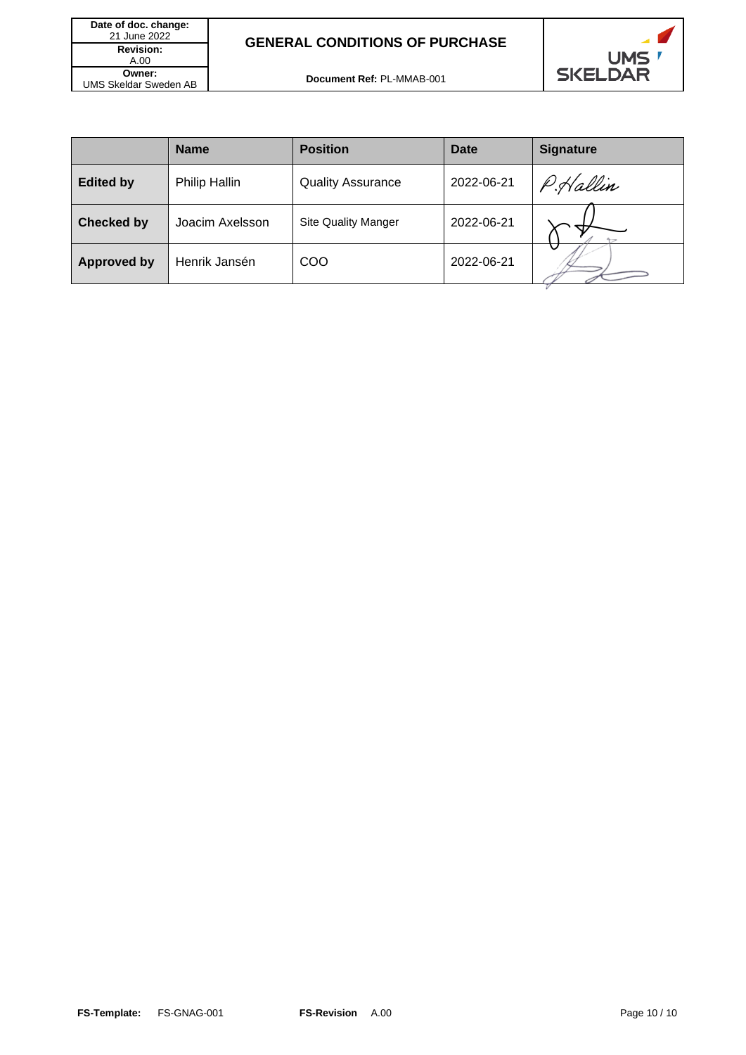| | Name | Position | Date | Signature |
|---|---|---|---|---|
| **Edited by** | Philip Hallin | Quality Assurance | 2022-06-21 | P.Hallin |
| **Checked by** | Joacim Axelsson | Site Quality Manger | 2022-06-21 | |
| **Approved by** | Henrik Jansén | COO | 2022-06-21 | |